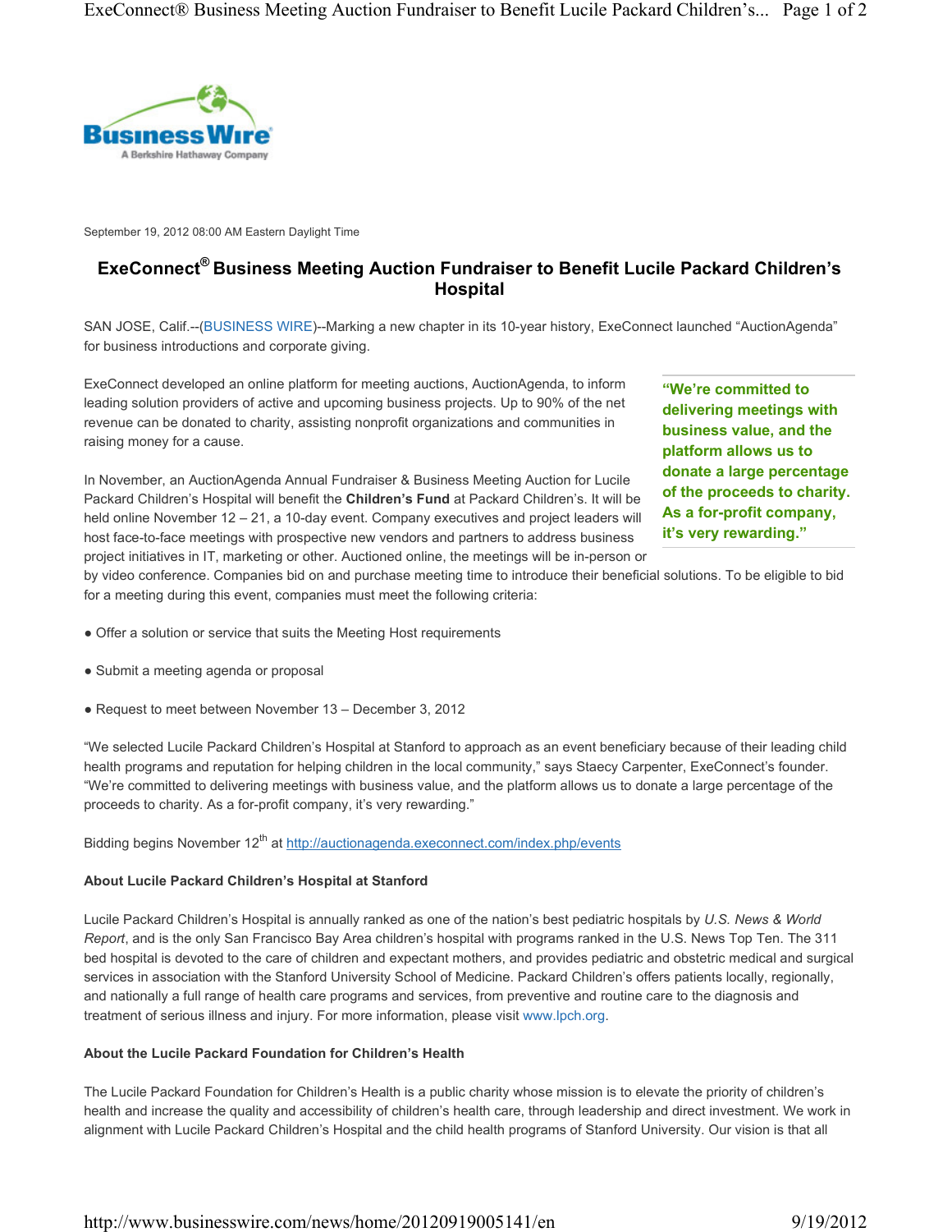September 19, 2012 08:00 AM Eastern Daylight Time

# ExeConnect® Business Meeting Auction Fundraiser to Benefit Lucile Packard Children's Hospital

SAN JOSE, Calif.--(BUSINESS WIRE)--Marking a new chapter in its 10-year history, ExeConnect launched "AuctionAgenda" for business introductions and corporate giving.

ExeConnect developed an online platform for meeting auctions, AuctionAgenda, to inform leading solution providers of active and upcoming business projects. Up to 90% of the net revenue can be donated to charity, assisting nonprofit organizations and communities in raising money for a cause.

> **"We're committed to delivering meetings with business value, and the platform allows us to donate a large percentage of the proceeds to charity. As a for-profit company, it's very rewarding."**

In November, an AuctionAgenda Annual Fundraiser & Business Meeting Auction for Lucile Packard Children's Hospital will benefit the **Children's Fund** at Packard Children's. It will be held online November 12 – 21, a 10-day event. Company executives and project leaders will host face-to-face meetings with prospective new vendors and partners to address business project initiatives in IT, marketing or other. Auctioned online, the meetings will be in-person or by video conference. Companies bid on and purchase meeting time to introduce their beneficial solutions. To be eligible to bid for a meeting during this event, companies must meet the following criteria:

- Offer a solution or service that suits the Meeting Host requirements
- Submit a meeting agenda or proposal
- Request to meet between November 13 – December 3, 2012

"We selected Lucile Packard Children's Hospital at Stanford to approach as an event beneficiary because of their leading child health programs and reputation for helping children in the local community," says Staecy Carpenter, ExeConnect's founder. "We're committed to delivering meetings with business value, and the platform allows us to donate a large percentage of the proceeds to charity. As a for-profit company, it's very rewarding."

Bidding begins November 12th at http://auctionagenda.execonnect.com/index.php/events

**About Lucile Packard Children's Hospital at Stanford**

Lucile Packard Children's Hospital is annually ranked as one of the nation's best pediatric hospitals by *U.S. News & World Report*, and is the only San Francisco Bay Area children's hospital with programs ranked in the U.S. News Top Ten. The 311 bed hospital is devoted to the care of children and expectant mothers, and provides pediatric and obstetric medical and surgical services in association with the Stanford University School of Medicine. Packard Children's offers patients locally, regionally, and nationally a full range of health care programs and services, from preventive and routine care to the diagnosis and treatment of serious illness and injury. For more information, please visit www.lpch.org.

**About the Lucile Packard Foundation for Children's Health**

The Lucile Packard Foundation for Children's Health is a public charity whose mission is to elevate the priority of children's health and increase the quality and accessibility of children's health care, through leadership and direct investment. We work in alignment with Lucile Packard Children's Hospital and the child health programs of Stanford University. Our vision is that all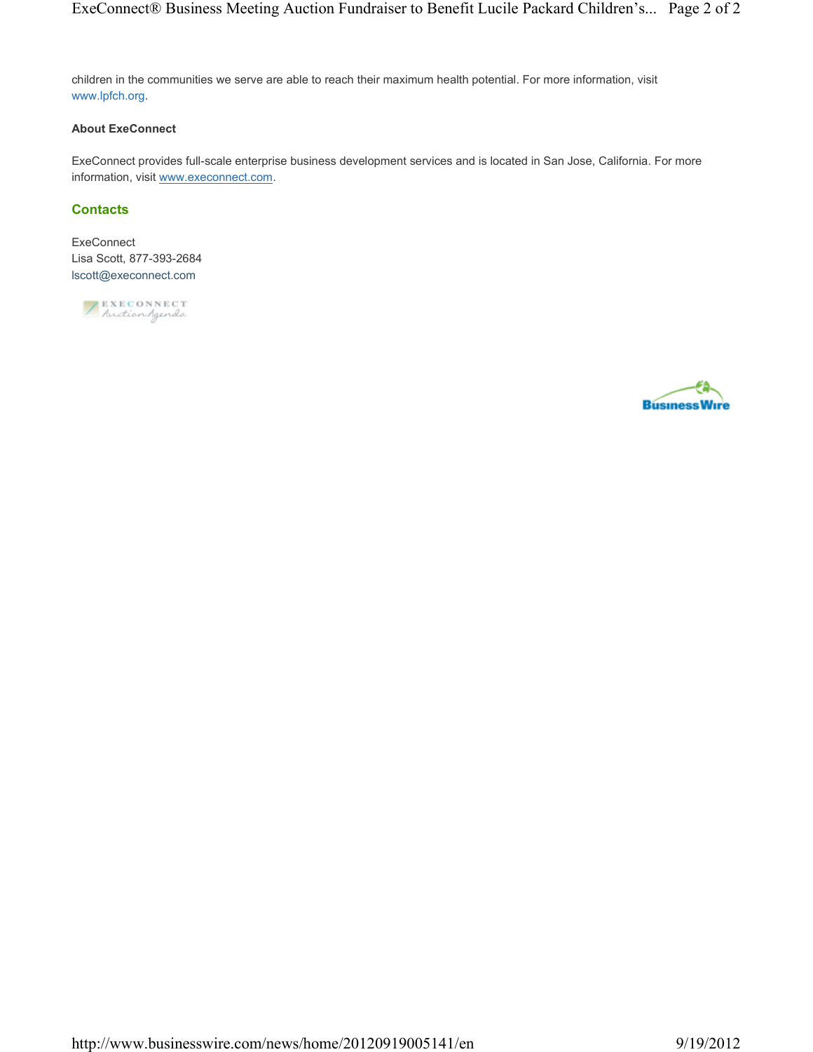children in the communities we serve are able to reach their maximum health potential. For more information, visit www.lpfch.org.

**About ExeConnect**

ExeConnect provides full-scale enterprise business development services and is located in San Jose, California. For more information, visit www.execonnect.com.

## Contacts

ExeConnect
Lisa Scott, 877-393-2684
lscott@execonnect.com